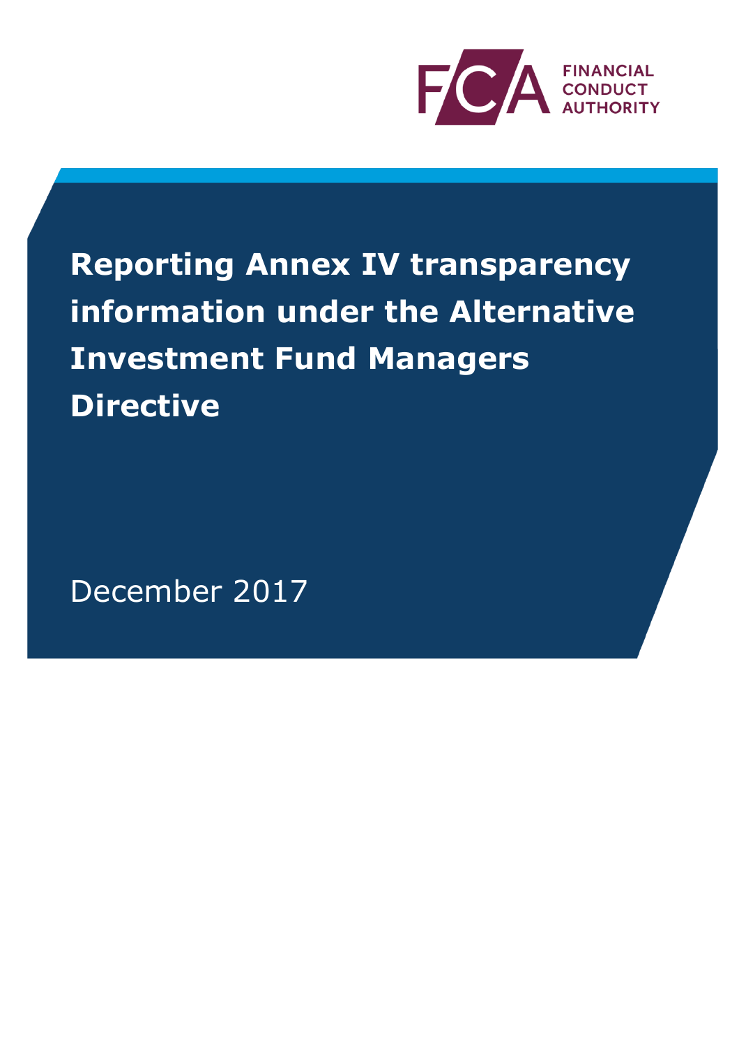FINANCIAL CONDUCT AUTHORITY

# Reporting Annex IV transparency information under the Alternative Investment Fund Managers Directive

December 2017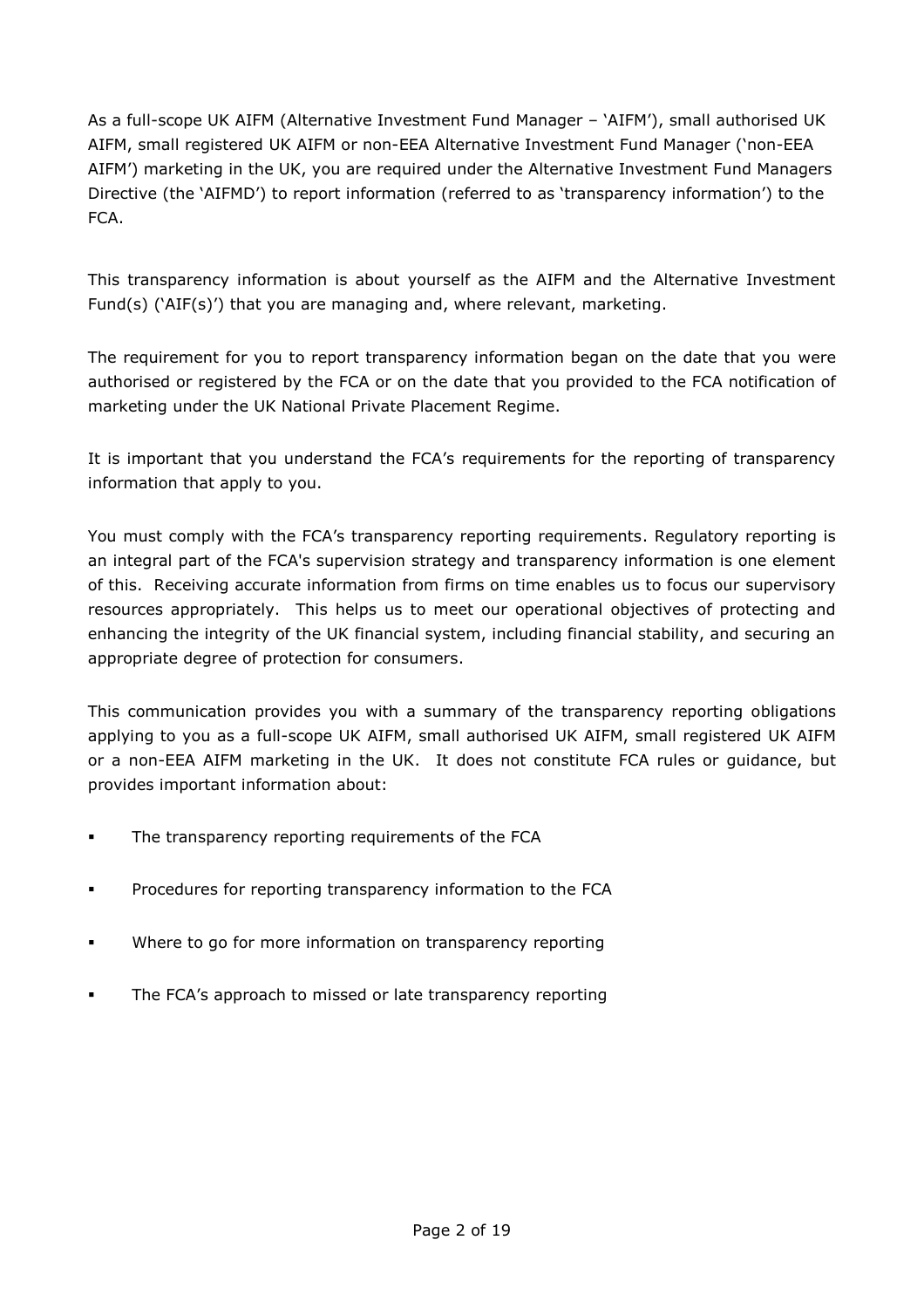As a full-scope UK AIFM (Alternative Investment Fund Manager – 'AIFM'), small authorised UK AIFM, small registered UK AIFM or non-EEA Alternative Investment Fund Manager ('non-EEA AIFM') marketing in the UK, you are required under the Alternative Investment Fund Managers Directive (the 'AIFMD') to report information (referred to as 'transparency information') to the FCA.

This transparency information is about yourself as the AIFM and the Alternative Investment Fund(s) ('AIF(s)') that you are managing and, where relevant, marketing.

The requirement for you to report transparency information began on the date that you were authorised or registered by the FCA or on the date that you provided to the FCA notification of marketing under the UK National Private Placement Regime.

It is important that you understand the FCA's requirements for the reporting of transparency information that apply to you.

You must comply with the FCA's transparency reporting requirements. Regulatory reporting is an integral part of the FCA's supervision strategy and transparency information is one element of this. Receiving accurate information from firms on time enables us to focus our supervisory resources appropriately. This helps us to meet our operational objectives of protecting and enhancing the integrity of the UK financial system, including financial stability, and securing an appropriate degree of protection for consumers.

This communication provides you with a summary of the transparency reporting obligations applying to you as a full-scope UK AIFM, small authorised UK AIFM, small registered UK AIFM or a non-EEA AIFM marketing in the UK. It does not constitute FCA rules or guidance, but provides important information about:

- The transparency reporting requirements of the FCA
- Procedures for reporting transparency information to the FCA
- Where to go for more information on transparency reporting
- The FCA's approach to missed or late transparency reporting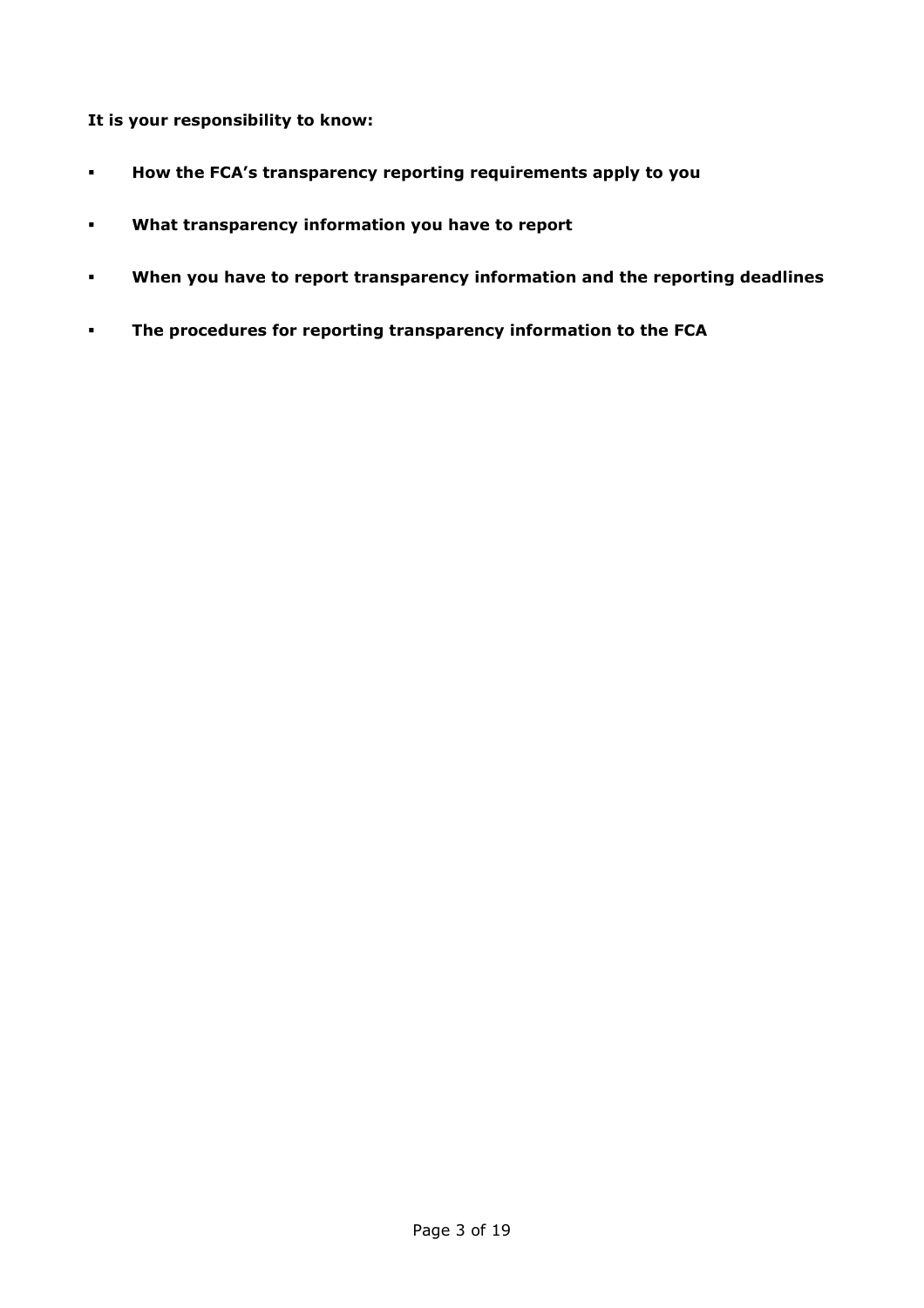**It is your responsibility to know:**

- **How the FCA's transparency reporting requirements apply to you**
- **What transparency information you have to report**
- **When you have to report transparency information and the reporting deadlines**
- **The procedures for reporting transparency information to the FCA**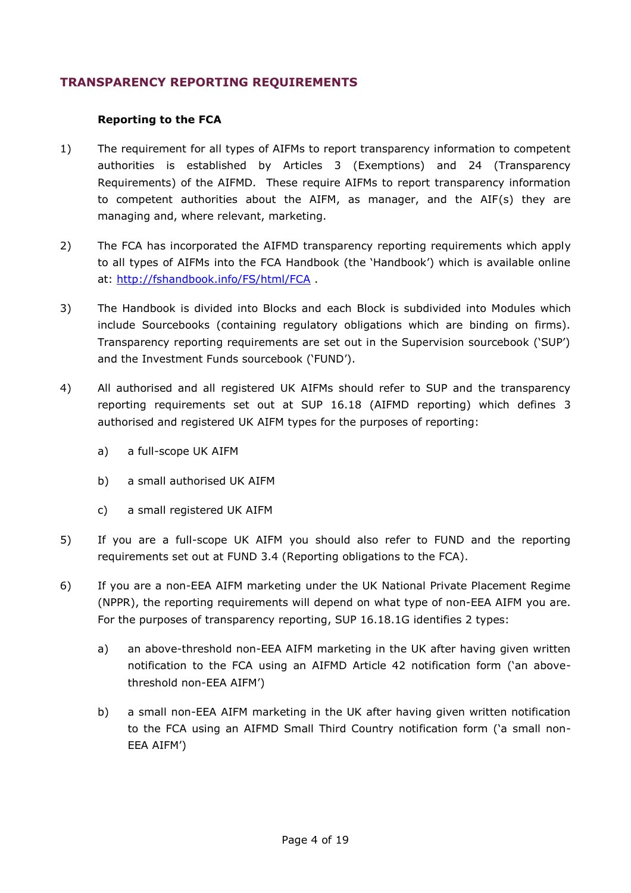## TRANSPARENCY REPORTING REQUIREMENTS

### Reporting to the FCA

1) The requirement for all types of AIFMs to report transparency information to competent authorities is established by Articles 3 (Exemptions) and 24 (Transparency Requirements) of the AIFMD. These require AIFMs to report transparency information to competent authorities about the AIFM, as manager, and the AIF(s) they are managing and, where relevant, marketing.

2) The FCA has incorporated the AIFMD transparency reporting requirements which apply to all types of AIFMs into the FCA Handbook (the 'Handbook') which is available online at: [http://fshandbook.info/FS/html/FCA](http://fshandbook.info/FS/html/FCA) .

3) The Handbook is divided into Blocks and each Block is subdivided into Modules which include Sourcebooks (containing regulatory obligations which are binding on firms). Transparency reporting requirements are set out in the Supervision sourcebook ('SUP') and the Investment Funds sourcebook ('FUND').

4) All authorised and all registered UK AIFMs should refer to SUP and the transparency reporting requirements set out at SUP 16.18 (AIFMD reporting) which defines 3 authorised and registered UK AIFM types for the purposes of reporting:

   a) a full-scope UK AIFM

   b) a small authorised UK AIFM

   c) a small registered UK AIFM

5) If you are a full-scope UK AIFM you should also refer to FUND and the reporting requirements set out at FUND 3.4 (Reporting obligations to the FCA).

6) If you are a non-EEA AIFM marketing under the UK National Private Placement Regime (NPPR), the reporting requirements will depend on what type of non-EEA AIFM you are. For the purposes of transparency reporting, SUP 16.18.1G identifies 2 types:

   a) an above-threshold non-EEA AIFM marketing in the UK after having given written notification to the FCA using an AIFMD Article 42 notification form ('an above-threshold non-EEA AIFM')

   b) a small non-EEA AIFM marketing in the UK after having given written notification to the FCA using an AIFMD Small Third Country notification form ('a small non-EEA AIFM')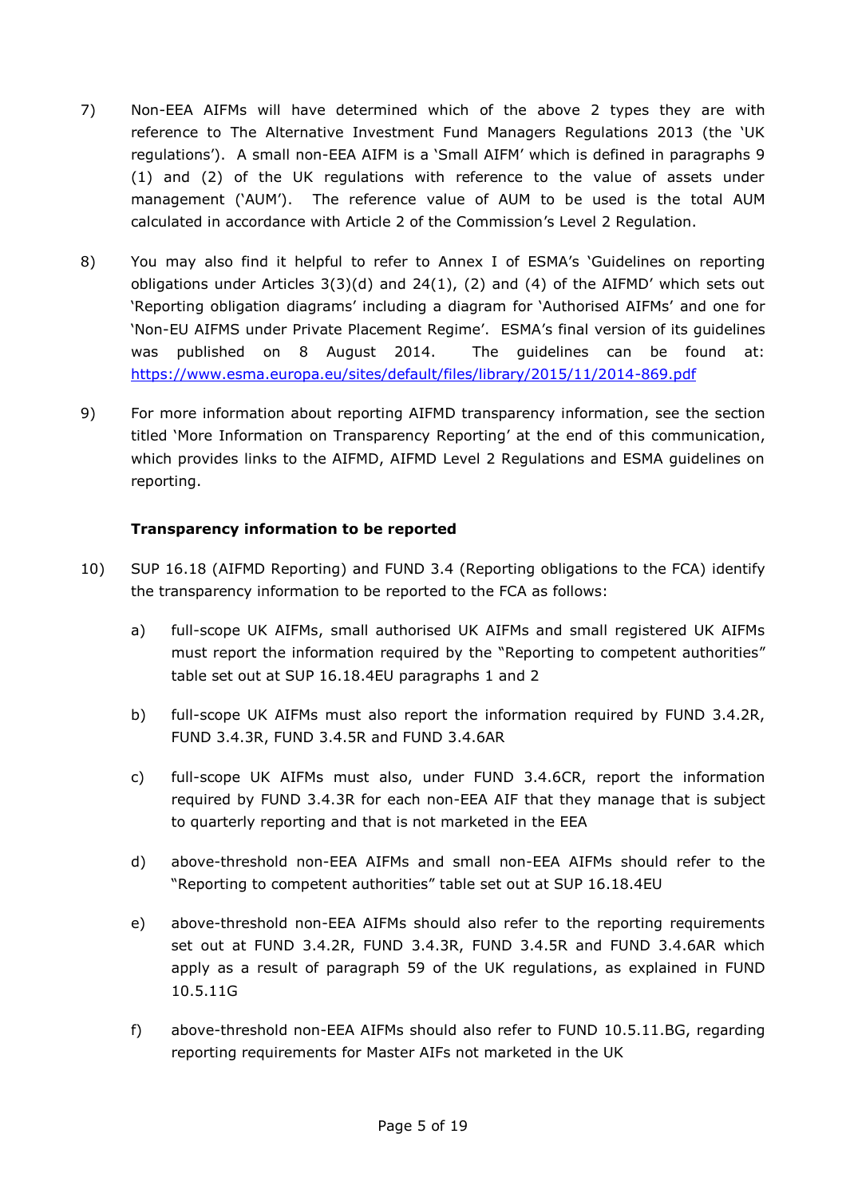7) Non-EEA AIFMs will have determined which of the above 2 types they are with reference to The Alternative Investment Fund Managers Regulations 2013 (the 'UK regulations'). A small non-EEA AIFM is a 'Small AIFM' which is defined in paragraphs 9 (1) and (2) of the UK regulations with reference to the value of assets under management ('AUM'). The reference value of AUM to be used is the total AUM calculated in accordance with Article 2 of the Commission's Level 2 Regulation.

8) You may also find it helpful to refer to Annex I of ESMA's 'Guidelines on reporting obligations under Articles 3(3)(d) and 24(1), (2) and (4) of the AIFMD' which sets out 'Reporting obligation diagrams' including a diagram for 'Authorised AIFMs' and one for 'Non-EU AIFMS under Private Placement Regime'. ESMA's final version of its guidelines was published on 8 August 2014. The guidelines can be found at: https://www.esma.europa.eu/sites/default/files/library/2015/11/2014-869.pdf

9) For more information about reporting AIFMD transparency information, see the section titled 'More Information on Transparency Reporting' at the end of this communication, which provides links to the AIFMD, AIFMD Level 2 Regulations and ESMA guidelines on reporting.

**Transparency information to be reported**

10) SUP 16.18 (AIFMD Reporting) and FUND 3.4 (Reporting obligations to the FCA) identify the transparency information to be reported to the FCA as follows:

   a) full-scope UK AIFMs, small authorised UK AIFMs and small registered UK AIFMs must report the information required by the "Reporting to competent authorities" table set out at SUP 16.18.4EU paragraphs 1 and 2

   b) full-scope UK AIFMs must also report the information required by FUND 3.4.2R, FUND 3.4.3R, FUND 3.4.5R and FUND 3.4.6AR

   c) full-scope UK AIFMs must also, under FUND 3.4.6CR, report the information required by FUND 3.4.3R for each non-EEA AIF that they manage that is subject to quarterly reporting and that is not marketed in the EEA

   d) above-threshold non-EEA AIFMs and small non-EEA AIFMs should refer to the "Reporting to competent authorities" table set out at SUP 16.18.4EU

   e) above-threshold non-EEA AIFMs should also refer to the reporting requirements set out at FUND 3.4.2R, FUND 3.4.3R, FUND 3.4.5R and FUND 3.4.6AR which apply as a result of paragraph 59 of the UK regulations, as explained in FUND 10.5.11G

   f) above-threshold non-EEA AIFMs should also refer to FUND 10.5.11.BG, regarding reporting requirements for Master AIFs not marketed in the UK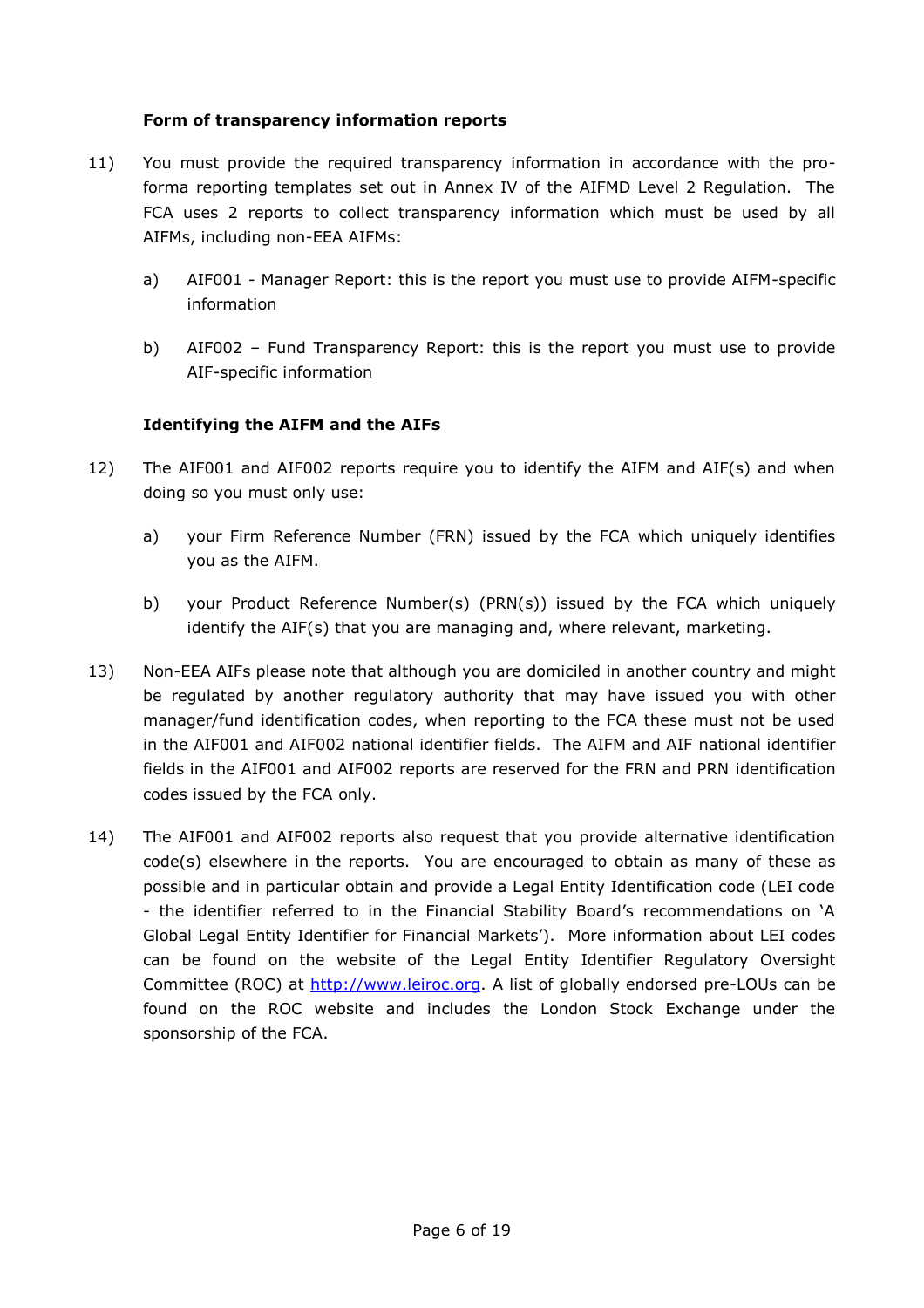**Form of transparency information reports**

11) You must provide the required transparency information in accordance with the pro-forma reporting templates set out in Annex IV of the AIFMD Level 2 Regulation. The FCA uses 2 reports to collect transparency information which must be used by all AIFMs, including non-EEA AIFMs:

   a) AIF001 - Manager Report: this is the report you must use to provide AIFM-specific information

   b) AIF002 – Fund Transparency Report: this is the report you must use to provide AIF-specific information

**Identifying the AIFM and the AIFs**

12) The AIF001 and AIF002 reports require you to identify the AIFM and AIF(s) and when doing so you must only use:

   a) your Firm Reference Number (FRN) issued by the FCA which uniquely identifies you as the AIFM.

   b) your Product Reference Number(s) (PRN(s)) issued by the FCA which uniquely identify the AIF(s) that you are managing and, where relevant, marketing.

13) Non-EEA AIFs please note that although you are domiciled in another country and might be regulated by another regulatory authority that may have issued you with other manager/fund identification codes, when reporting to the FCA these must not be used in the AIF001 and AIF002 national identifier fields. The AIFM and AIF national identifier fields in the AIF001 and AIF002 reports are reserved for the FRN and PRN identification codes issued by the FCA only.

14) The AIF001 and AIF002 reports also request that you provide alternative identification code(s) elsewhere in the reports. You are encouraged to obtain as many of these as possible and in particular obtain and provide a Legal Entity Identification code (LEI code - the identifier referred to in the Financial Stability Board's recommendations on 'A Global Legal Entity Identifier for Financial Markets'). More information about LEI codes can be found on the website of the Legal Entity Identifier Regulatory Oversight Committee (ROC) at [http://www.leiroc.org](http://www.leiroc.org). A list of globally endorsed pre-LOUs can be found on the ROC website and includes the London Stock Exchange under the sponsorship of the FCA.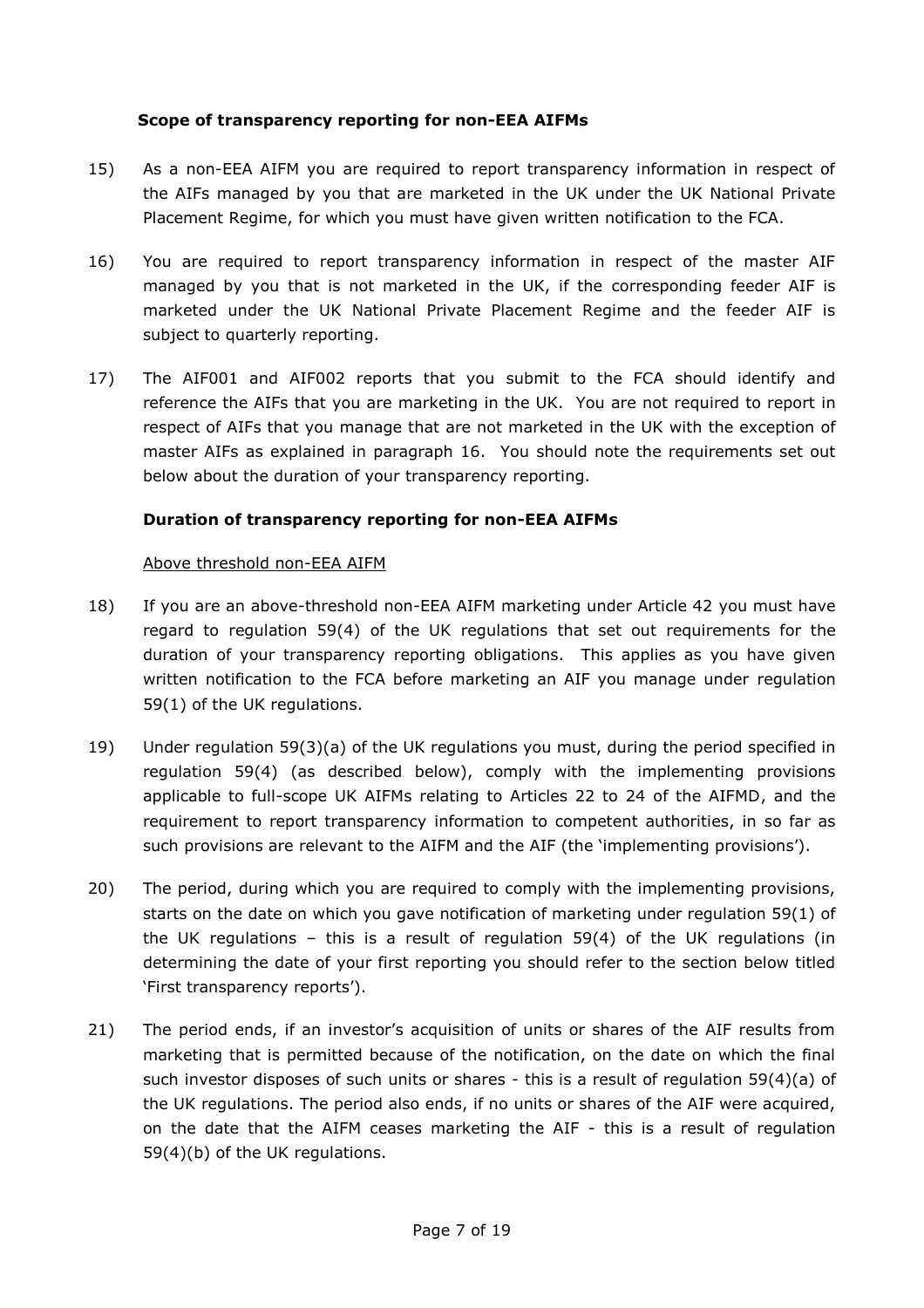### Scope of transparency reporting for non-EEA AIFMs

15) As a non-EEA AIFM you are required to report transparency information in respect of the AIFs managed by you that are marketed in the UK under the UK National Private Placement Regime, for which you must have given written notification to the FCA.

16) You are required to report transparency information in respect of the master AIF managed by you that is not marketed in the UK, if the corresponding feeder AIF is marketed under the UK National Private Placement Regime and the feeder AIF is subject to quarterly reporting.

17) The AIF001 and AIF002 reports that you submit to the FCA should identify and reference the AIFs that you are marketing in the UK. You are not required to report in respect of AIFs that you manage that are not marketed in the UK with the exception of master AIFs as explained in paragraph 16. You should note the requirements set out below about the duration of your transparency reporting.

### Duration of transparency reporting for non-EEA AIFMs

Above threshold non-EEA AIFM

18) If you are an above-threshold non-EEA AIFM marketing under Article 42 you must have regard to regulation 59(4) of the UK regulations that set out requirements for the duration of your transparency reporting obligations. This applies as you have given written notification to the FCA before marketing an AIF you manage under regulation 59(1) of the UK regulations.

19) Under regulation 59(3)(a) of the UK regulations you must, during the period specified in regulation 59(4) (as described below), comply with the implementing provisions applicable to full-scope UK AIFMs relating to Articles 22 to 24 of the AIFMD, and the requirement to report transparency information to competent authorities, in so far as such provisions are relevant to the AIFM and the AIF (the 'implementing provisions').

20) The period, during which you are required to comply with the implementing provisions, starts on the date on which you gave notification of marketing under regulation 59(1) of the UK regulations – this is a result of regulation 59(4) of the UK regulations (in determining the date of your first reporting you should refer to the section below titled 'First transparency reports').

21) The period ends, if an investor's acquisition of units or shares of the AIF results from marketing that is permitted because of the notification, on the date on which the final such investor disposes of such units or shares - this is a result of regulation 59(4)(a) of the UK regulations. The period also ends, if no units or shares of the AIF were acquired, on the date that the AIFM ceases marketing the AIF - this is a result of regulation 59(4)(b) of the UK regulations.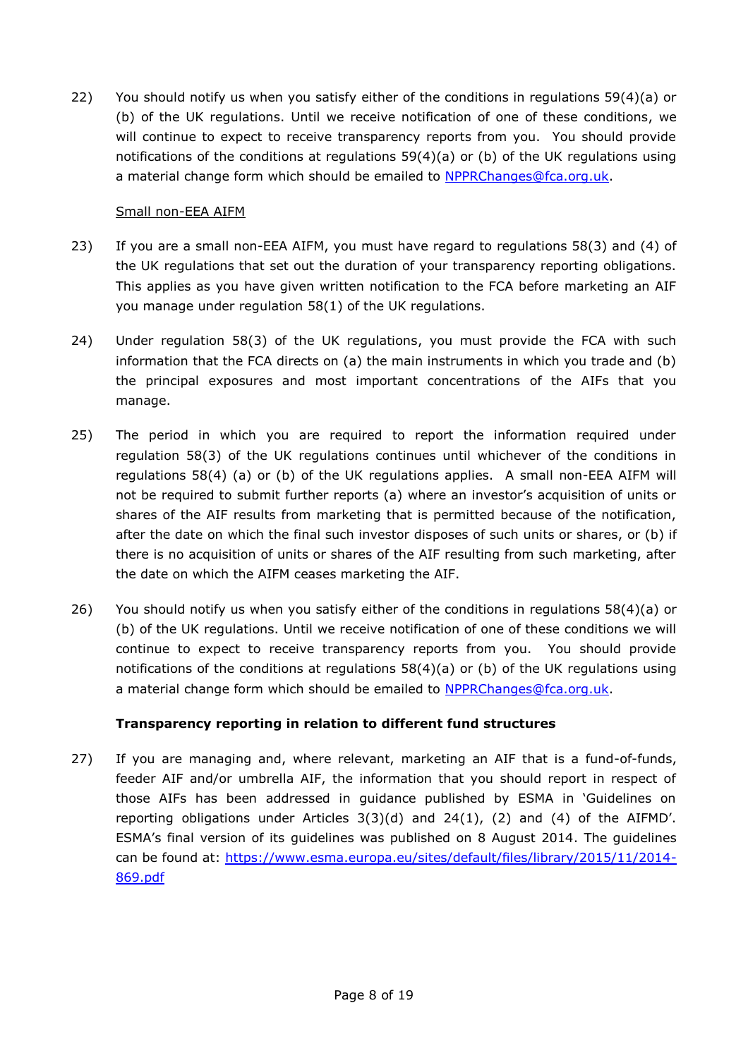22) You should notify us when you satisfy either of the conditions in regulations 59(4)(a) or (b) of the UK regulations. Until we receive notification of one of these conditions, we will continue to expect to receive transparency reports from you. You should provide notifications of the conditions at regulations 59(4)(a) or (b) of the UK regulations using a material change form which should be emailed to [NPPRChanges@fca.org.uk](mailto:NPPRChanges@fca.org.uk).

<u>Small non-EEA AIFM</u>

23) If you are a small non-EEA AIFM, you must have regard to regulations 58(3) and (4) of the UK regulations that set out the duration of your transparency reporting obligations. This applies as you have given written notification to the FCA before marketing an AIF you manage under regulation 58(1) of the UK regulations.

24) Under regulation 58(3) of the UK regulations, you must provide the FCA with such information that the FCA directs on (a) the main instruments in which you trade and (b) the principal exposures and most important concentrations of the AIFs that you manage.

25) The period in which you are required to report the information required under regulation 58(3) of the UK regulations continues until whichever of the conditions in regulations 58(4) (a) or (b) of the UK regulations applies. A small non-EEA AIFM will not be required to submit further reports (a) where an investor's acquisition of units or shares of the AIF results from marketing that is permitted because of the notification, after the date on which the final such investor disposes of such units or shares, or (b) if there is no acquisition of units or shares of the AIF resulting from such marketing, after the date on which the AIFM ceases marketing the AIF.

26) You should notify us when you satisfy either of the conditions in regulations 58(4)(a) or (b) of the UK regulations. Until we receive notification of one of these conditions we will continue to expect to receive transparency reports from you. You should provide notifications of the conditions at regulations 58(4)(a) or (b) of the UK regulations using a material change form which should be emailed to [NPPRChanges@fca.org.uk](mailto:NPPRChanges@fca.org.uk).

**Transparency reporting in relation to different fund structures**

27) If you are managing and, where relevant, marketing an AIF that is a fund-of-funds, feeder AIF and/or umbrella AIF, the information that you should report in respect of those AIFs has been addressed in guidance published by ESMA in 'Guidelines on reporting obligations under Articles 3(3)(d) and 24(1), (2) and (4) of the AIFMD'. ESMA's final version of its guidelines was published on 8 August 2014. The guidelines can be found at: [https://www.esma.europa.eu/sites/default/files/library/2015/11/2014-869.pdf](https://www.esma.europa.eu/sites/default/files/library/2015/11/2014-869.pdf)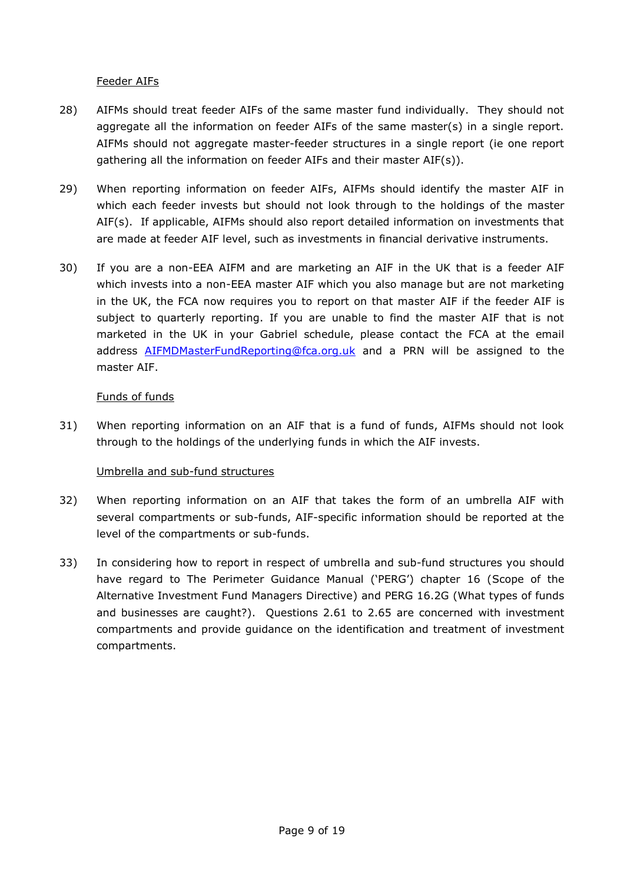Feeder AIFs

28) AIFMs should treat feeder AIFs of the same master fund individually. They should not aggregate all the information on feeder AIFs of the same master(s) in a single report. AIFMs should not aggregate master-feeder structures in a single report (ie one report gathering all the information on feeder AIFs and their master AIF(s)).

29) When reporting information on feeder AIFs, AIFMs should identify the master AIF in which each feeder invests but should not look through to the holdings of the master AIF(s). If applicable, AIFMs should also report detailed information on investments that are made at feeder AIF level, such as investments in financial derivative instruments.

30) If you are a non-EEA AIFM and are marketing an AIF in the UK that is a feeder AIF which invests into a non-EEA master AIF which you also manage but are not marketing in the UK, the FCA now requires you to report on that master AIF if the feeder AIF is subject to quarterly reporting. If you are unable to find the master AIF that is not marketed in the UK in your Gabriel schedule, please contact the FCA at the email address AIFMDMasterFundReporting@fca.org.uk and a PRN will be assigned to the master AIF.

Funds of funds

31) When reporting information on an AIF that is a fund of funds, AIFMs should not look through to the holdings of the underlying funds in which the AIF invests.

Umbrella and sub-fund structures

32) When reporting information on an AIF that takes the form of an umbrella AIF with several compartments or sub-funds, AIF-specific information should be reported at the level of the compartments or sub-funds.

33) In considering how to report in respect of umbrella and sub-fund structures you should have regard to The Perimeter Guidance Manual ('PERG') chapter 16 (Scope of the Alternative Investment Fund Managers Directive) and PERG 16.2G (What types of funds and businesses are caught?). Questions 2.61 to 2.65 are concerned with investment compartments and provide guidance on the identification and treatment of investment compartments.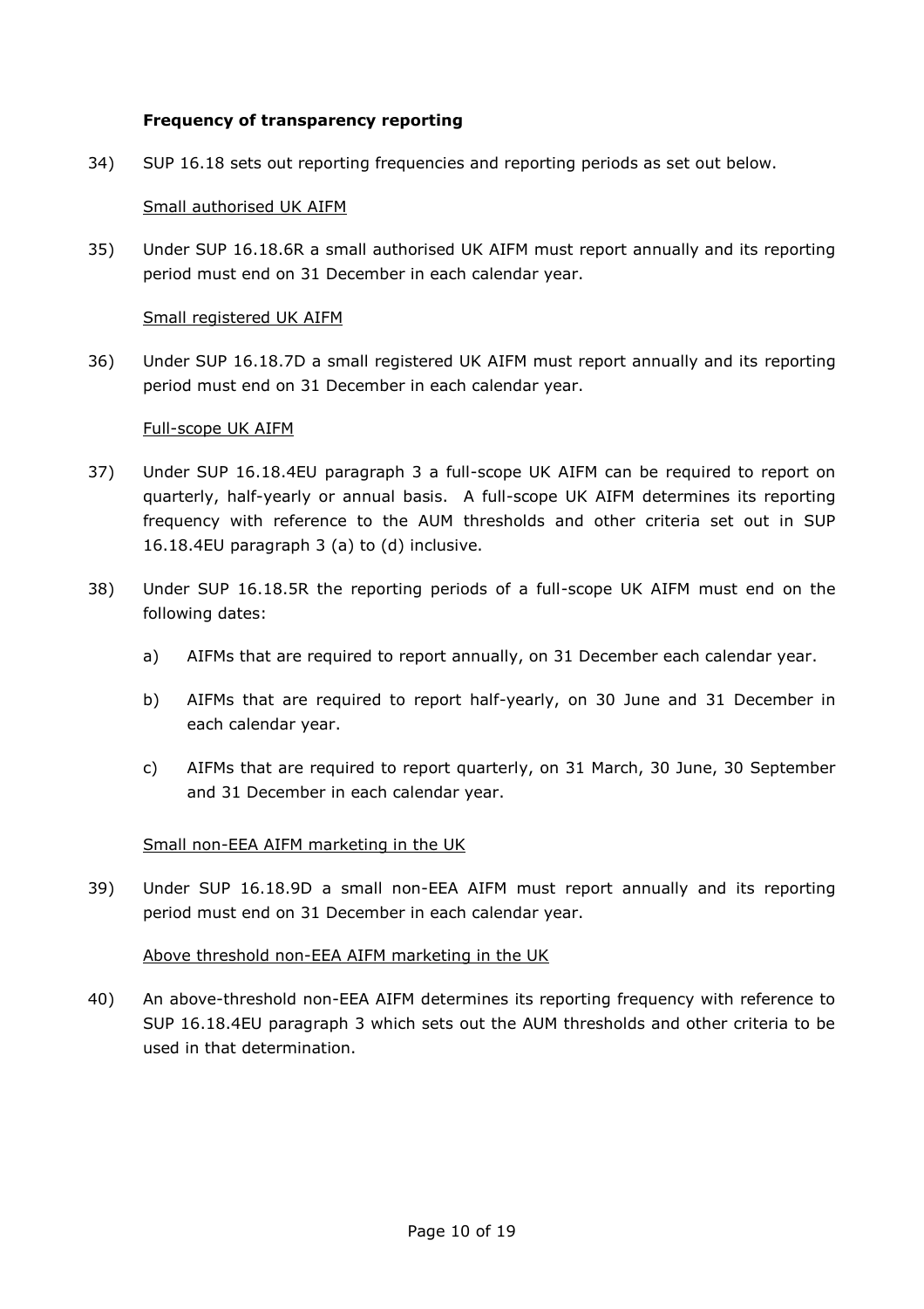### Frequency of transparency reporting

34) SUP 16.18 sets out reporting frequencies and reporting periods as set out below.

<u>Small authorised UK AIFM</u>

35) Under SUP 16.18.6R a small authorised UK AIFM must report annually and its reporting period must end on 31 December in each calendar year.

<u>Small registered UK AIFM</u>

36) Under SUP 16.18.7D a small registered UK AIFM must report annually and its reporting period must end on 31 December in each calendar year.

<u>Full-scope UK AIFM</u>

37) Under SUP 16.18.4EU paragraph 3 a full-scope UK AIFM can be required to report on quarterly, half-yearly or annual basis. A full-scope UK AIFM determines its reporting frequency with reference to the AUM thresholds and other criteria set out in SUP 16.18.4EU paragraph 3 (a) to (d) inclusive.

38) Under SUP 16.18.5R the reporting periods of a full-scope UK AIFM must end on the following dates:

   a) AIFMs that are required to report annually, on 31 December each calendar year.

   b) AIFMs that are required to report half-yearly, on 30 June and 31 December in each calendar year.

   c) AIFMs that are required to report quarterly, on 31 March, 30 June, 30 September and 31 December in each calendar year.

<u>Small non-EEA AIFM marketing in the UK</u>

39) Under SUP 16.18.9D a small non-EEA AIFM must report annually and its reporting period must end on 31 December in each calendar year.

<u>Above threshold non-EEA AIFM marketing in the UK</u>

40) An above-threshold non-EEA AIFM determines its reporting frequency with reference to SUP 16.18.4EU paragraph 3 which sets out the AUM thresholds and other criteria to be used in that determination.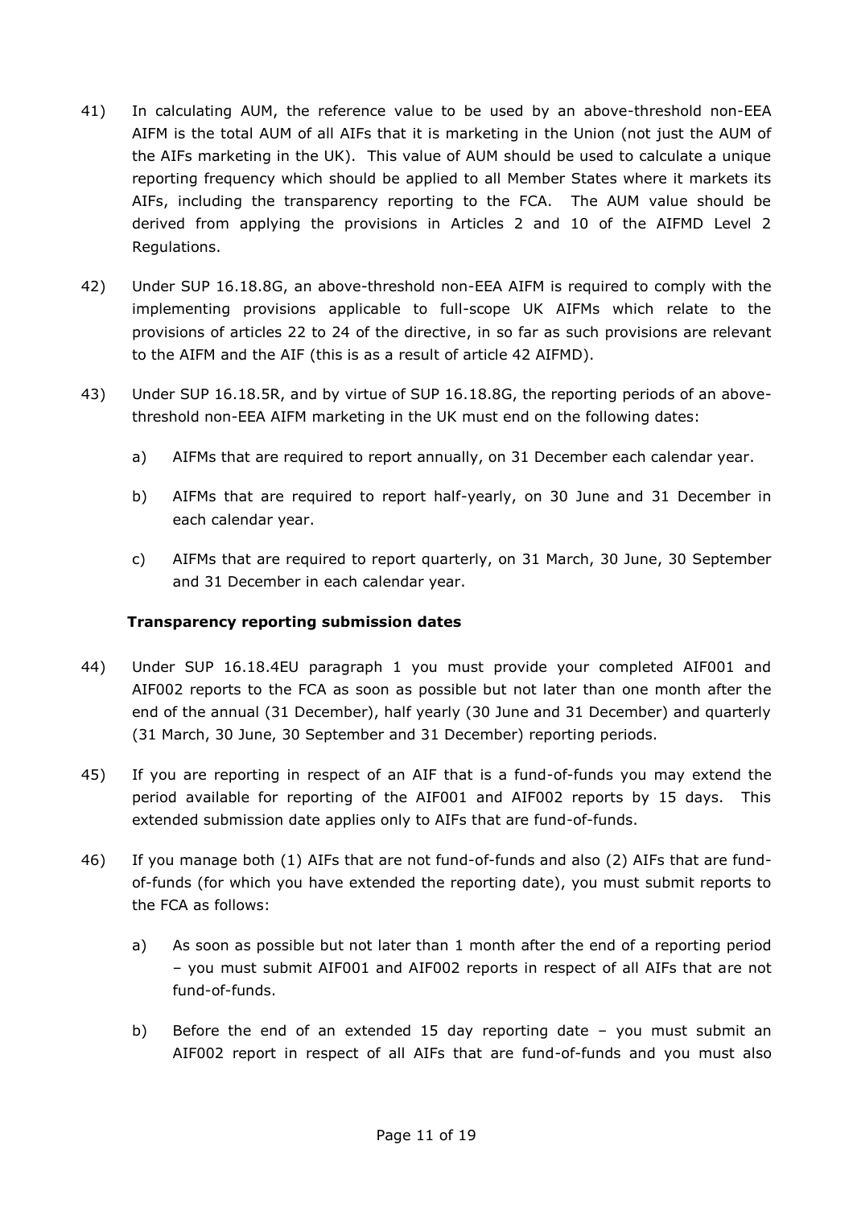41) In calculating AUM, the reference value to be used by an above-threshold non-EEA AIFM is the total AUM of all AIFs that it is marketing in the Union (not just the AUM of the AIFs marketing in the UK). This value of AUM should be used to calculate a unique reporting frequency which should be applied to all Member States where it markets its AIFs, including the transparency reporting to the FCA. The AUM value should be derived from applying the provisions in Articles 2 and 10 of the AIFMD Level 2 Regulations.

42) Under SUP 16.18.8G, an above-threshold non-EEA AIFM is required to comply with the implementing provisions applicable to full-scope UK AIFMs which relate to the provisions of articles 22 to 24 of the directive, in so far as such provisions are relevant to the AIFM and the AIF (this is as a result of article 42 AIFMD).

43) Under SUP 16.18.5R, and by virtue of SUP 16.18.8G, the reporting periods of an above-threshold non-EEA AIFM marketing in the UK must end on the following dates:

  a) AIFMs that are required to report annually, on 31 December each calendar year.

  b) AIFMs that are required to report half-yearly, on 30 June and 31 December in each calendar year.

  c) AIFMs that are required to report quarterly, on 31 March, 30 June, 30 September and 31 December in each calendar year.

**Transparency reporting submission dates**

44) Under SUP 16.18.4EU paragraph 1 you must provide your completed AIF001 and AIF002 reports to the FCA as soon as possible but not later than one month after the end of the annual (31 December), half yearly (30 June and 31 December) and quarterly (31 March, 30 June, 30 September and 31 December) reporting periods.

45) If you are reporting in respect of an AIF that is a fund-of-funds you may extend the period available for reporting of the AIF001 and AIF002 reports by 15 days. This extended submission date applies only to AIFs that are fund-of-funds.

46) If you manage both (1) AIFs that are not fund-of-funds and also (2) AIFs that are fund-of-funds (for which you have extended the reporting date), you must submit reports to the FCA as follows:

  a) As soon as possible but not later than 1 month after the end of a reporting period – you must submit AIF001 and AIF002 reports in respect of all AIFs that are not fund-of-funds.

  b) Before the end of an extended 15 day reporting date – you must submit an AIF002 report in respect of all AIFs that are fund-of-funds and you must also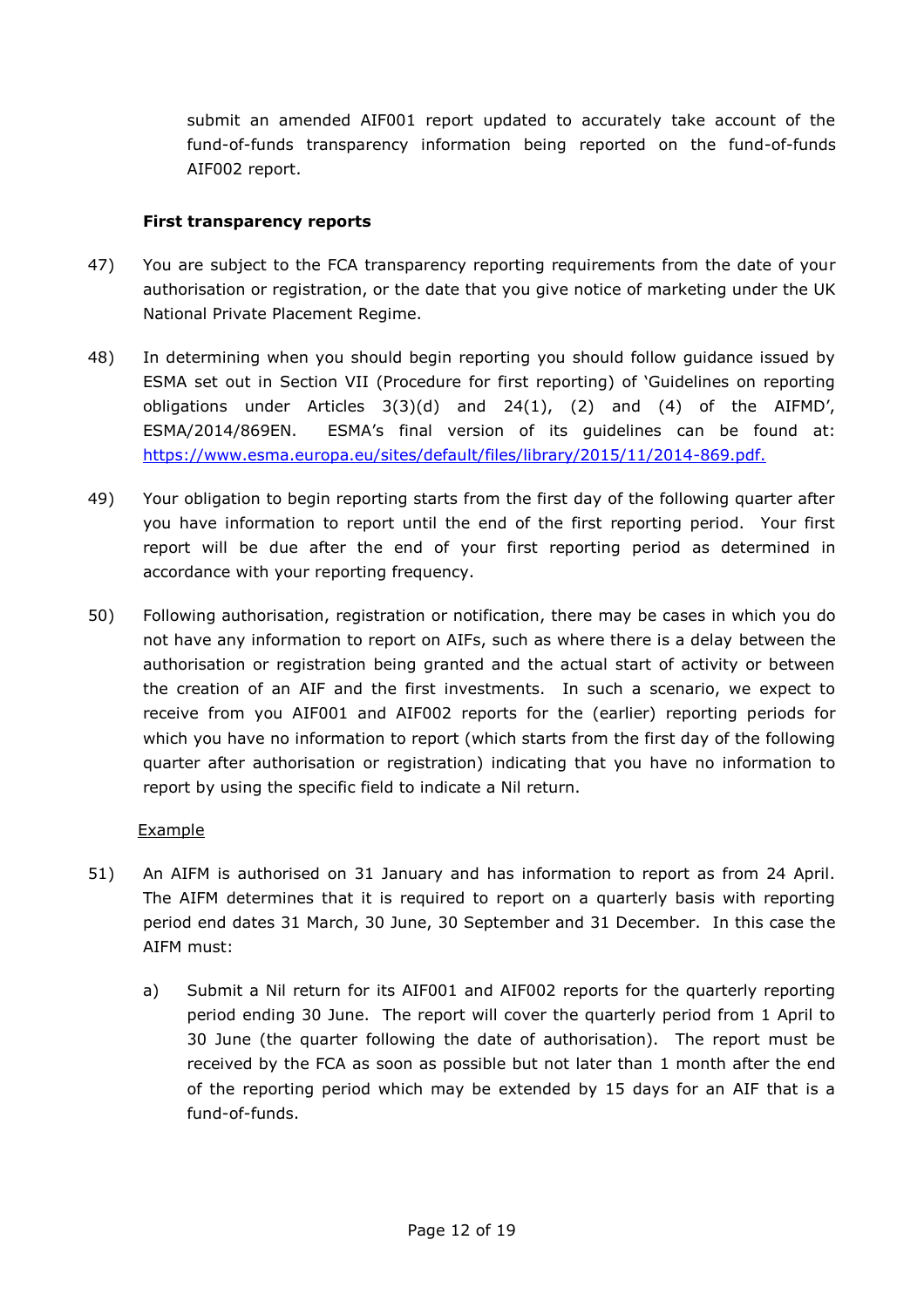submit an amended AIF001 report updated to accurately take account of the fund-of-funds transparency information being reported on the fund-of-funds AIF002 report.

**First transparency reports**

47) You are subject to the FCA transparency reporting requirements from the date of your authorisation or registration, or the date that you give notice of marketing under the UK National Private Placement Regime.

48) In determining when you should begin reporting you should follow guidance issued by ESMA set out in Section VII (Procedure for first reporting) of 'Guidelines on reporting obligations under Articles 3(3)(d) and 24(1), (2) and (4) of the AIFMD', ESMA/2014/869EN. ESMA's final version of its guidelines can be found at: [https://www.esma.europa.eu/sites/default/files/library/2015/11/2014-869.pdf.](https://www.esma.europa.eu/sites/default/files/library/2015/11/2014-869.pdf)

49) Your obligation to begin reporting starts from the first day of the following quarter after you have information to report until the end of the first reporting period. Your first report will be due after the end of your first reporting period as determined in accordance with your reporting frequency.

50) Following authorisation, registration or notification, there may be cases in which you do not have any information to report on AIFs, such as where there is a delay between the authorisation or registration being granted and the actual start of activity or between the creation of an AIF and the first investments. In such a scenario, we expect to receive from you AIF001 and AIF002 reports for the (earlier) reporting periods for which you have no information to report (which starts from the first day of the following quarter after authorisation or registration) indicating that you have no information to report by using the specific field to indicate a Nil return.

<u>Example</u>

51) An AIFM is authorised on 31 January and has information to report as from 24 April. The AIFM determines that it is required to report on a quarterly basis with reporting period end dates 31 March, 30 June, 30 September and 31 December. In this case the AIFM must:

   a) Submit a Nil return for its AIF001 and AIF002 reports for the quarterly reporting period ending 30 June. The report will cover the quarterly period from 1 April to 30 June (the quarter following the date of authorisation). The report must be received by the FCA as soon as possible but not later than 1 month after the end of the reporting period which may be extended by 15 days for an AIF that is a fund-of-funds.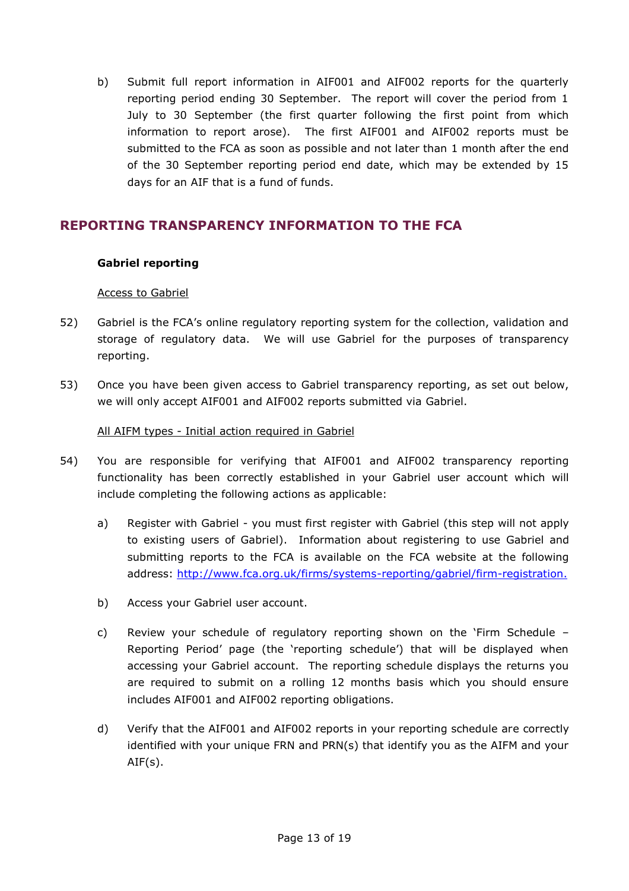b) Submit full report information in AIF001 and AIF002 reports for the quarterly reporting period ending 30 September. The report will cover the period from 1 July to 30 September (the first quarter following the first point from which information to report arose). The first AIF001 and AIF002 reports must be submitted to the FCA as soon as possible and not later than 1 month after the end of the 30 September reporting period end date, which may be extended by 15 days for an AIF that is a fund of funds.

## REPORTING TRANSPARENCY INFORMATION TO THE FCA

**Gabriel reporting**

Access to Gabriel

52) Gabriel is the FCA's online regulatory reporting system for the collection, validation and storage of regulatory data. We will use Gabriel for the purposes of transparency reporting.

53) Once you have been given access to Gabriel transparency reporting, as set out below, we will only accept AIF001 and AIF002 reports submitted via Gabriel.

All AIFM types - Initial action required in Gabriel

54) You are responsible for verifying that AIF001 and AIF002 transparency reporting functionality has been correctly established in your Gabriel user account which will include completing the following actions as applicable:

a) Register with Gabriel - you must first register with Gabriel (this step will not apply to existing users of Gabriel). Information about registering to use Gabriel and submitting reports to the FCA is available on the FCA website at the following address: [http://www.fca.org.uk/firms/systems-reporting/gabriel/firm-registration.](http://www.fca.org.uk/firms/systems-reporting/gabriel/firm-registration)

b) Access your Gabriel user account.

c) Review your schedule of regulatory reporting shown on the 'Firm Schedule – Reporting Period' page (the 'reporting schedule') that will be displayed when accessing your Gabriel account. The reporting schedule displays the returns you are required to submit on a rolling 12 months basis which you should ensure includes AIF001 and AIF002 reporting obligations.

d) Verify that the AIF001 and AIF002 reports in your reporting schedule are correctly identified with your unique FRN and PRN(s) that identify you as the AIFM and your AIF(s).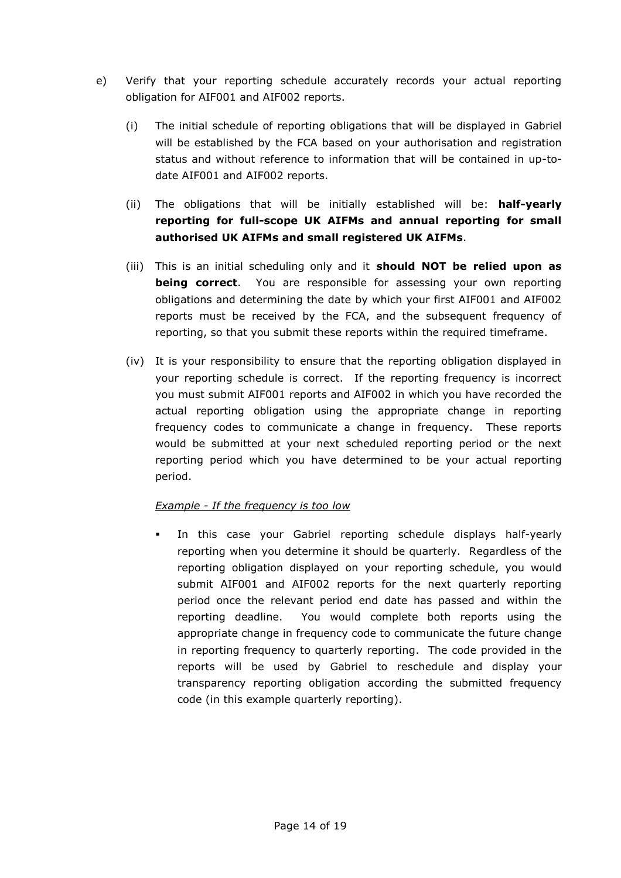e) Verify that your reporting schedule accurately records your actual reporting obligation for AIF001 and AIF002 reports.

   (i) The initial schedule of reporting obligations that will be displayed in Gabriel will be established by the FCA based on your authorisation and registration status and without reference to information that will be contained in up-to-date AIF001 and AIF002 reports.

   (ii) The obligations that will be initially established will be: **half-yearly reporting for full-scope UK AIFMs and annual reporting for small authorised UK AIFMs and small registered UK AIFMs**.

   (iii) This is an initial scheduling only and it **should NOT be relied upon as being correct**. You are responsible for assessing your own reporting obligations and determining the date by which your first AIF001 and AIF002 reports must be received by the FCA, and the subsequent frequency of reporting, so that you submit these reports within the required timeframe.

   (iv) It is your responsibility to ensure that the reporting obligation displayed in your reporting schedule is correct. If the reporting frequency is incorrect you must submit AIF001 reports and AIF002 in which you have recorded the actual reporting obligation using the appropriate change in reporting frequency codes to communicate a change in frequency. These reports would be submitted at your next scheduled reporting period or the next reporting period which you have determined to be your actual reporting period.

   *<u>Example - If the frequency is too low</u>*

   - In this case your Gabriel reporting schedule displays half-yearly reporting when you determine it should be quarterly. Regardless of the reporting obligation displayed on your reporting schedule, you would submit AIF001 and AIF002 reports for the next quarterly reporting period once the relevant period end date has passed and within the reporting deadline. You would complete both reports using the appropriate change in frequency code to communicate the future change in reporting frequency to quarterly reporting. The code provided in the reports will be used by Gabriel to reschedule and display your transparency reporting obligation according the submitted frequency code (in this example quarterly reporting).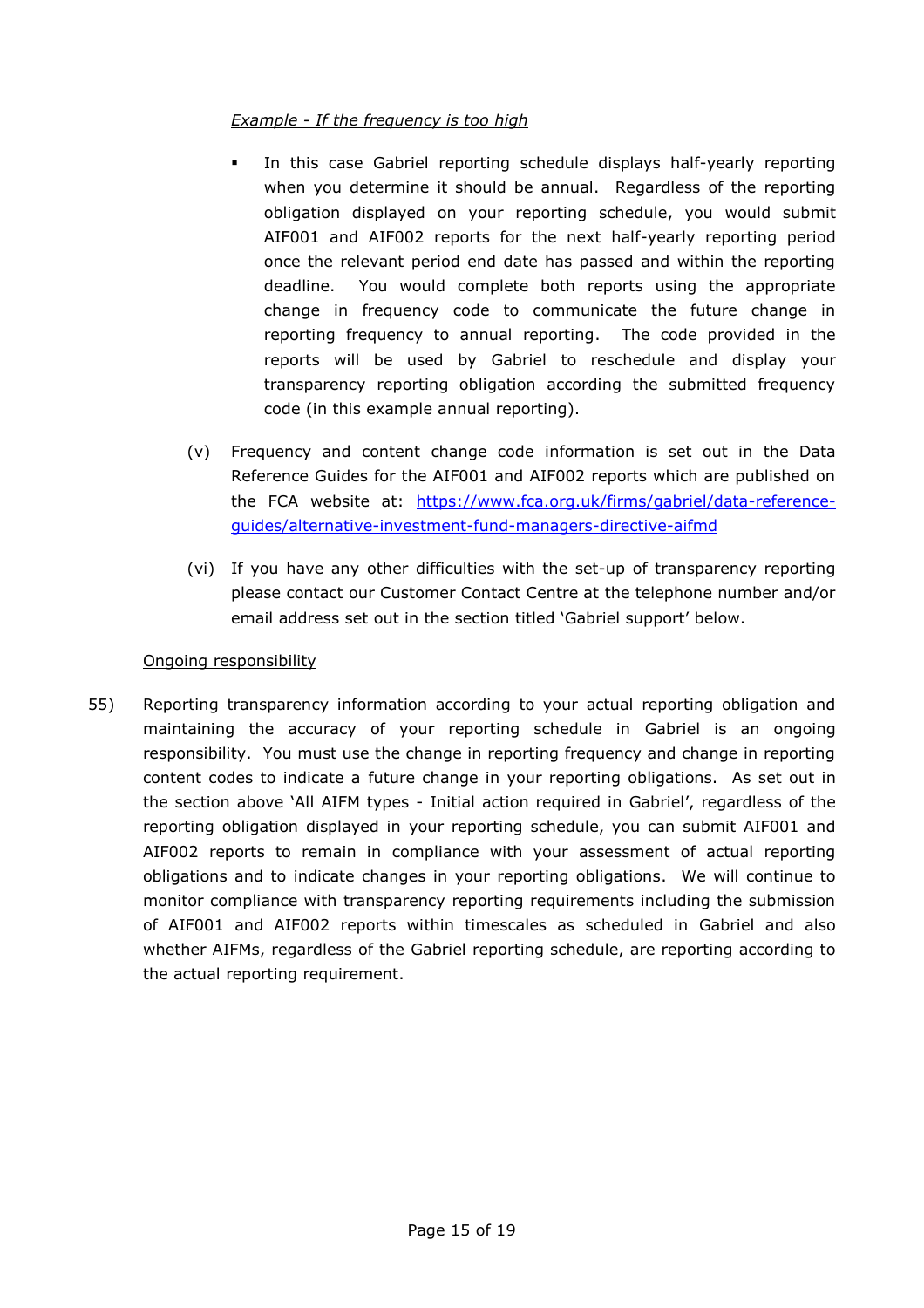*Example - If the frequency is too high*

- In this case Gabriel reporting schedule displays half-yearly reporting when you determine it should be annual. Regardless of the reporting obligation displayed on your reporting schedule, you would submit AIF001 and AIF002 reports for the next half-yearly reporting period once the relevant period end date has passed and within the reporting deadline. You would complete both reports using the appropriate change in frequency code to communicate the future change in reporting frequency to annual reporting. The code provided in the reports will be used by Gabriel to reschedule and display your transparency reporting obligation according the submitted frequency code (in this example annual reporting).

(v) Frequency and content change code information is set out in the Data Reference Guides for the AIF001 and AIF002 reports which are published on the FCA website at: [https://www.fca.org.uk/firms/gabriel/data-reference-guides/alternative-investment-fund-managers-directive-aifmd](https://www.fca.org.uk/firms/gabriel/data-reference-guides/alternative-investment-fund-managers-directive-aifmd)

(vi) If you have any other difficulties with the set-up of transparency reporting please contact our Customer Contact Centre at the telephone number and/or email address set out in the section titled 'Gabriel support' below.

Ongoing responsibility

55) Reporting transparency information according to your actual reporting obligation and maintaining the accuracy of your reporting schedule in Gabriel is an ongoing responsibility. You must use the change in reporting frequency and change in reporting content codes to indicate a future change in your reporting obligations. As set out in the section above 'All AIFM types - Initial action required in Gabriel', regardless of the reporting obligation displayed in your reporting schedule, you can submit AIF001 and AIF002 reports to remain in compliance with your assessment of actual reporting obligations and to indicate changes in your reporting obligations. We will continue to monitor compliance with transparency reporting requirements including the submission of AIF001 and AIF002 reports within timescales as scheduled in Gabriel and also whether AIFMs, regardless of the Gabriel reporting schedule, are reporting according to the actual reporting requirement.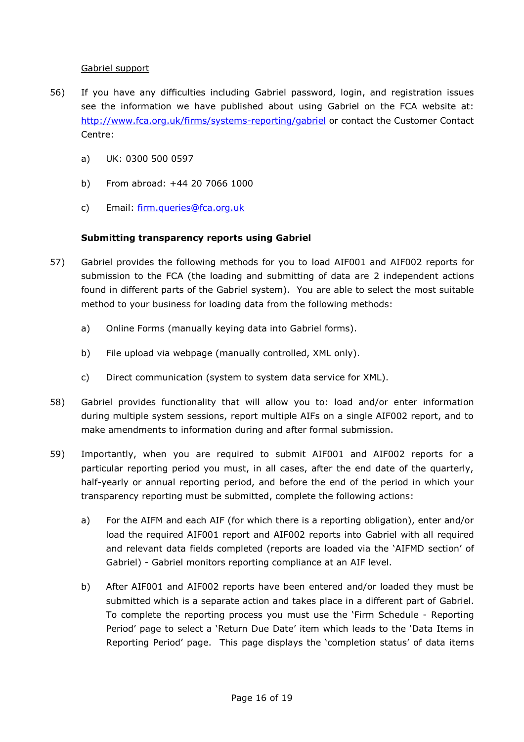Gabriel support

56) If you have any difficulties including Gabriel password, login, and registration issues see the information we have published about using Gabriel on the FCA website at: [http://www.fca.org.uk/firms/systems-reporting/gabriel](http://www.fca.org.uk/firms/systems-reporting/gabriel) or contact the Customer Contact Centre:

   a) UK: 0300 500 0597

   b) From abroad: +44 20 7066 1000

   c) Email: [firm.queries@fca.org.uk](mailto:firm.queries@fca.org.uk)

**Submitting transparency reports using Gabriel**

57) Gabriel provides the following methods for you to load AIF001 and AIF002 reports for submission to the FCA (the loading and submitting of data are 2 independent actions found in different parts of the Gabriel system). You are able to select the most suitable method to your business for loading data from the following methods:

   a) Online Forms (manually keying data into Gabriel forms).

   b) File upload via webpage (manually controlled, XML only).

   c) Direct communication (system to system data service for XML).

58) Gabriel provides functionality that will allow you to: load and/or enter information during multiple system sessions, report multiple AIFs on a single AIF002 report, and to make amendments to information during and after formal submission.

59) Importantly, when you are required to submit AIF001 and AIF002 reports for a particular reporting period you must, in all cases, after the end date of the quarterly, half-yearly or annual reporting period, and before the end of the period in which your transparency reporting must be submitted, complete the following actions:

   a) For the AIFM and each AIF (for which there is a reporting obligation), enter and/or load the required AIF001 report and AIF002 reports into Gabriel with all required and relevant data fields completed (reports are loaded via the 'AIFMD section' of Gabriel) - Gabriel monitors reporting compliance at an AIF level.

   b) After AIF001 and AIF002 reports have been entered and/or loaded they must be submitted which is a separate action and takes place in a different part of Gabriel. To complete the reporting process you must use the 'Firm Schedule - Reporting Period' page to select a 'Return Due Date' item which leads to the 'Data Items in Reporting Period' page. This page displays the 'completion status' of data items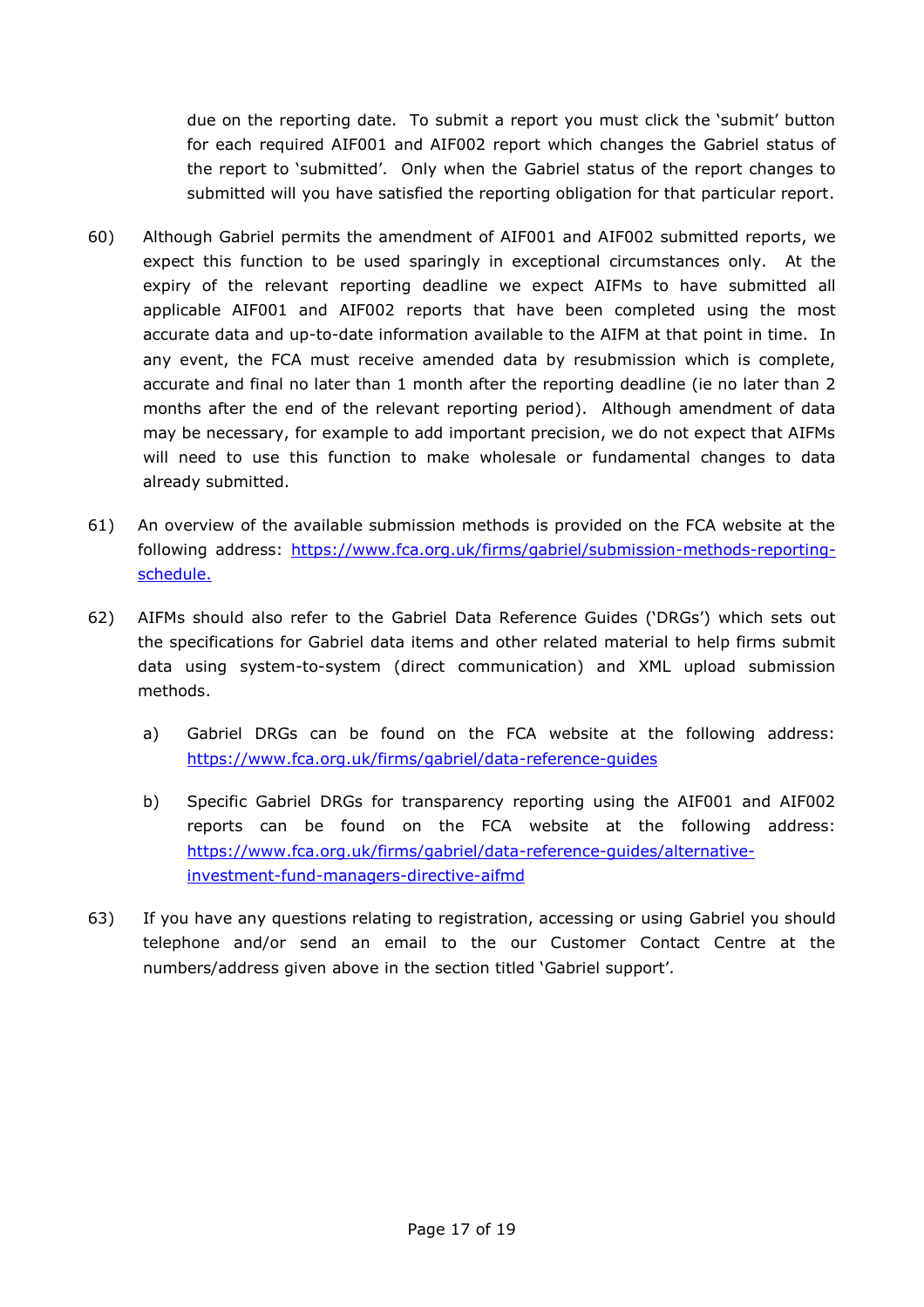due on the reporting date. To submit a report you must click the 'submit' button for each required AIF001 and AIF002 report which changes the Gabriel status of the report to 'submitted'. Only when the Gabriel status of the report changes to submitted will you have satisfied the reporting obligation for that particular report.

60) Although Gabriel permits the amendment of AIF001 and AIF002 submitted reports, we expect this function to be used sparingly in exceptional circumstances only. At the expiry of the relevant reporting deadline we expect AIFMs to have submitted all applicable AIF001 and AIF002 reports that have been completed using the most accurate data and up-to-date information available to the AIFM at that point in time. In any event, the FCA must receive amended data by resubmission which is complete, accurate and final no later than 1 month after the reporting deadline (ie no later than 2 months after the end of the relevant reporting period). Although amendment of data may be necessary, for example to add important precision, we do not expect that AIFMs will need to use this function to make wholesale or fundamental changes to data already submitted.

61) An overview of the available submission methods is provided on the FCA website at the following address: [https://www.fca.org.uk/firms/gabriel/submission-methods-reporting-schedule.](https://www.fca.org.uk/firms/gabriel/submission-methods-reporting-schedule)

62) AIFMs should also refer to the Gabriel Data Reference Guides ('DRGs') which sets out the specifications for Gabriel data items and other related material to help firms submit data using system-to-system (direct communication) and XML upload submission methods.

   a) Gabriel DRGs can be found on the FCA website at the following address: [https://www.fca.org.uk/firms/gabriel/data-reference-guides](https://www.fca.org.uk/firms/gabriel/data-reference-guides)

   b) Specific Gabriel DRGs for transparency reporting using the AIF001 and AIF002 reports can be found on the FCA website at the following address: [https://www.fca.org.uk/firms/gabriel/data-reference-guides/alternative-investment-fund-managers-directive-aifmd](https://www.fca.org.uk/firms/gabriel/data-reference-guides/alternative-investment-fund-managers-directive-aifmd)

63) If you have any questions relating to registration, accessing or using Gabriel you should telephone and/or send an email to the our Customer Contact Centre at the numbers/address given above in the section titled 'Gabriel support'.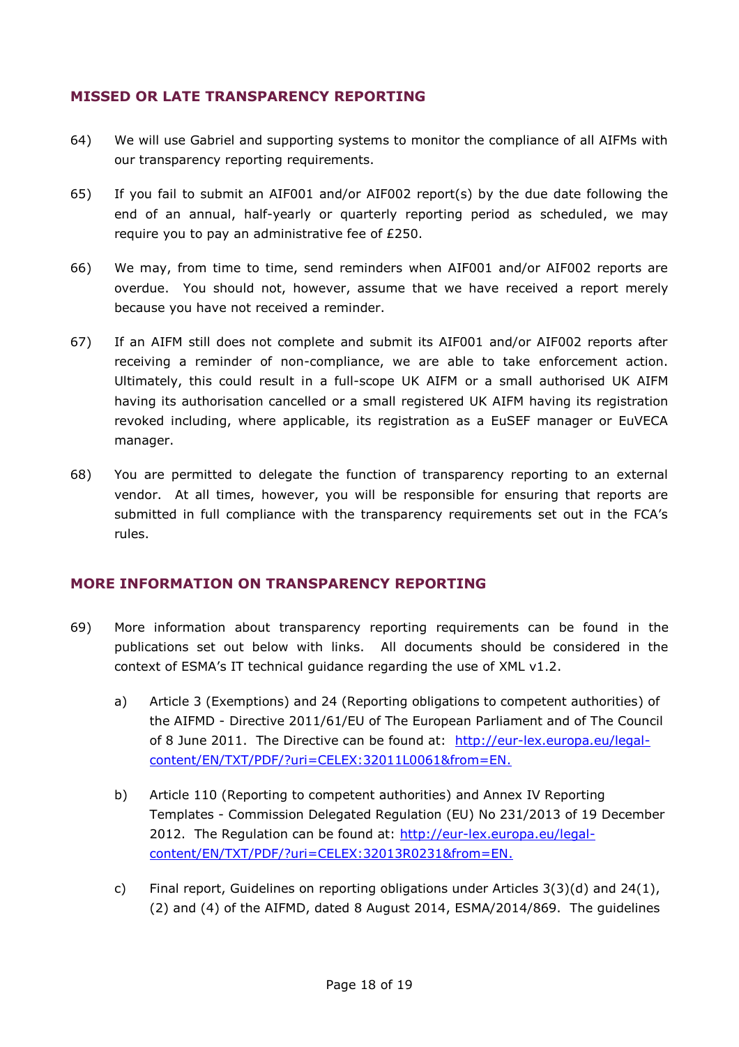## MISSED OR LATE TRANSPARENCY REPORTING

64) We will use Gabriel and supporting systems to monitor the compliance of all AIFMs with our transparency reporting requirements.

65) If you fail to submit an AIF001 and/or AIF002 report(s) by the due date following the end of an annual, half-yearly or quarterly reporting period as scheduled, we may require you to pay an administrative fee of £250.

66) We may, from time to time, send reminders when AIF001 and/or AIF002 reports are overdue. You should not, however, assume that we have received a report merely because you have not received a reminder.

67) If an AIFM still does not complete and submit its AIF001 and/or AIF002 reports after receiving a reminder of non-compliance, we are able to take enforcement action. Ultimately, this could result in a full-scope UK AIFM or a small authorised UK AIFM having its authorisation cancelled or a small registered UK AIFM having its registration revoked including, where applicable, its registration as a EuSEF manager or EuVECA manager.

68) You are permitted to delegate the function of transparency reporting to an external vendor. At all times, however, you will be responsible for ensuring that reports are submitted in full compliance with the transparency requirements set out in the FCA's rules.

## MORE INFORMATION ON TRANSPARENCY REPORTING

69) More information about transparency reporting requirements can be found in the publications set out below with links. All documents should be considered in the context of ESMA's IT technical guidance regarding the use of XML v1.2.

   a) Article 3 (Exemptions) and 24 (Reporting obligations to competent authorities) of the AIFMD - Directive 2011/61/EU of The European Parliament and of The Council of 8 June 2011. The Directive can be found at: [http://eur-lex.europa.eu/legal-content/EN/TXT/PDF/?uri=CELEX:32011L0061&from=EN.](http://eur-lex.europa.eu/legal-content/EN/TXT/PDF/?uri=CELEX:32011L0061&from=EN)

   b) Article 110 (Reporting to competent authorities) and Annex IV Reporting Templates - Commission Delegated Regulation (EU) No 231/2013 of 19 December 2012. The Regulation can be found at: [http://eur-lex.europa.eu/legal-content/EN/TXT/PDF/?uri=CELEX:32013R0231&from=EN.](http://eur-lex.europa.eu/legal-content/EN/TXT/PDF/?uri=CELEX:32013R0231&from=EN)

   c) Final report, Guidelines on reporting obligations under Articles 3(3)(d) and 24(1), (2) and (4) of the AIFMD, dated 8 August 2014, ESMA/2014/869. The guidelines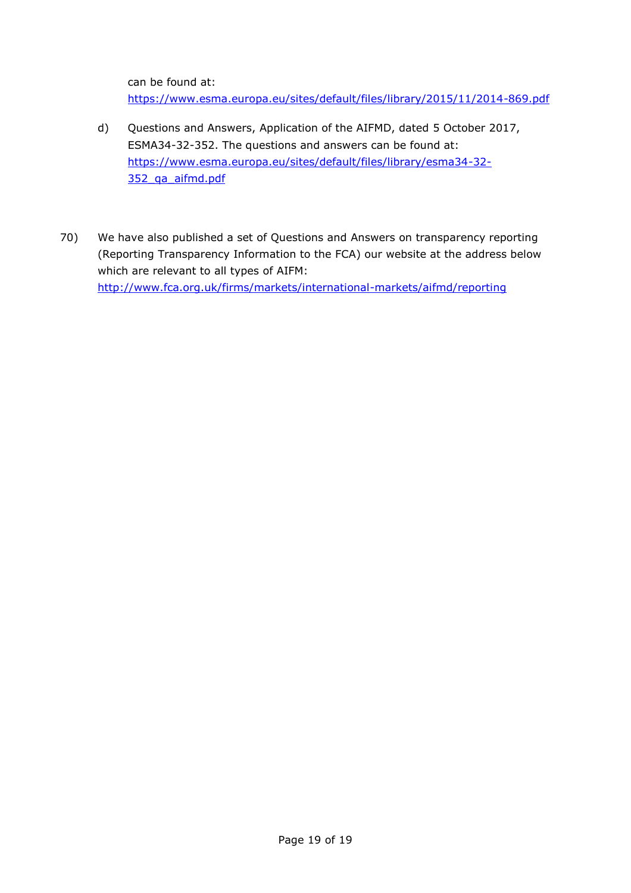can be found at:
https://www.esma.europa.eu/sites/default/files/library/2015/11/2014-869.pdf

d) Questions and Answers, Application of the AIFMD, dated 5 October 2017, ESMA34-32-352. The questions and answers can be found at: https://www.esma.europa.eu/sites/default/files/library/esma34-32-352_qa_aifmd.pdf

70) We have also published a set of Questions and Answers on transparency reporting (Reporting Transparency Information to the FCA) our website at the address below which are relevant to all types of AIFM: http://www.fca.org.uk/firms/markets/international-markets/aifmd/reporting